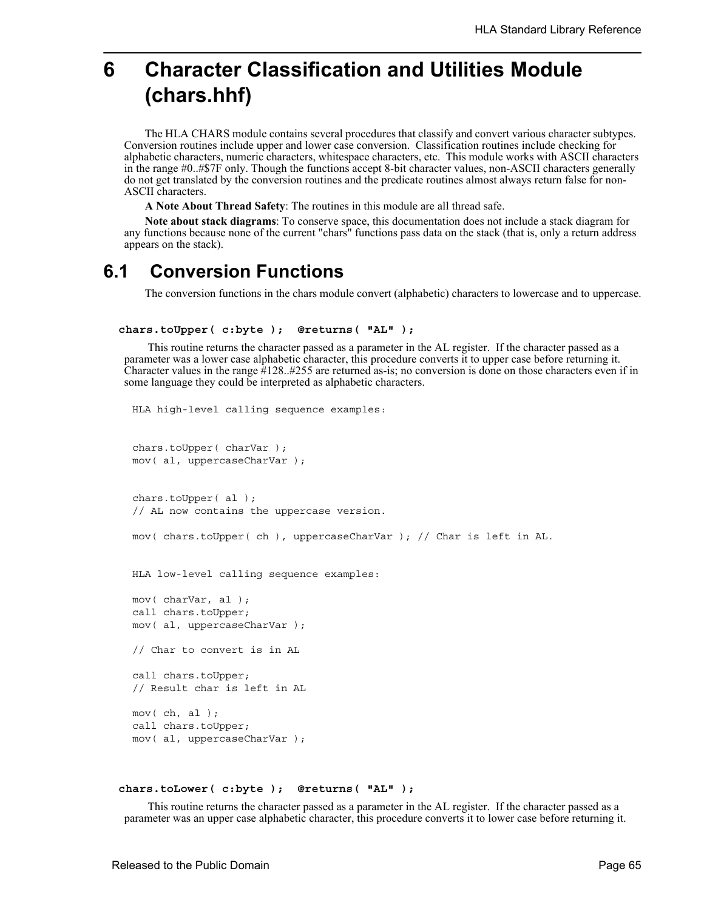# 6 Character Classification and Utilities Module (chars.hhf)

The HLA CHARS module contains several procedures that classify and convert various character subtypes. Conversion routines include upper and lower case conversion. Classification routines include checking for alphabetic characters, numeric characters, whitespace characters, etc. This module works with ASCII characters in the range #0..#$7F only. Though the functions accept 8-bit character values, non-ASCII characters generally do not get translated by the conversion routines and the predicate routines almost always return false for non-ASCII characters.

**A Note About Thread Safety**: The routines in this module are all thread safe.

**Note about stack diagrams**: To conserve space, this documentation does not include a stack diagram for any functions because none of the current "chars" functions pass data on the stack (that is, only a return address appears on the stack).

## 6.1 Conversion Functions

The conversion functions in the chars module convert (alphabetic) characters to lowercase and to uppercase.

**`chars.toUpper( c:byte ); @returns( "AL" );`**

This routine returns the character passed as a parameter in the AL register. If the character passed as a parameter was a lower case alphabetic character, this procedure converts it to upper case before returning it. Character values in the range #128..#255 are returned as-is; no conversion is done on those characters even if in some language they could be interpreted as alphabetic characters.

```
HLA high-level calling sequence examples:


chars.toUpper( charVar );
mov( al, uppercaseCharVar );


chars.toUpper( al );
// AL now contains the uppercase version.

mov( chars.toUpper( ch ), uppercaseCharVar ); // Char is left in AL.


HLA low-level calling sequence examples:

mov( charVar, al );
call chars.toUpper;
mov( al, uppercaseCharVar );

// Char to convert is in AL

call chars.toUpper;
// Result char is left in AL

mov( ch, al );
call chars.toUpper;
mov( al, uppercaseCharVar );
```

**`chars.toLower( c:byte ); @returns( "AL" );`**

This routine returns the character passed as a parameter in the AL register. If the character passed as a parameter was an upper case alphabetic character, this procedure converts it to lower case before returning it.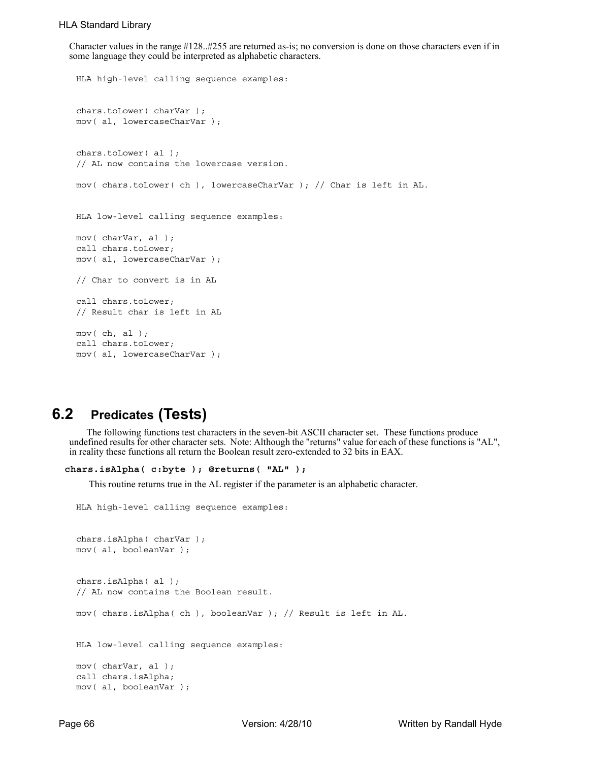Character values in the range #128..#255 are returned as-is; no conversion is done on those characters even if in some language they could be interpreted as alphabetic characters.

```
HLA high-level calling sequence examples:


chars.toLower( charVar );
mov( al, lowercaseCharVar );


chars.toLower( al );
// AL now contains the lowercase version.

mov( chars.toLower( ch ), lowercaseCharVar ); // Char is left in AL.


HLA low-level calling sequence examples:

mov( charVar, al );
call chars.toLower;
mov( al, lowercaseCharVar );

// Char to convert is in AL

call chars.toLower;
// Result char is left in AL

mov( ch, al );
call chars.toLower;
mov( al, lowercaseCharVar );
```

## 6.2 Predicates (Tests)

The following functions test characters in the seven-bit ASCII character set. These functions produce undefined results for other character sets. Note: Although the "returns" value for each of these functions is "AL", in reality these functions all return the Boolean result zero-extended to 32 bits in EAX.

**chars.isAlpha( c:byte ); @returns( "AL" );**

This routine returns true in the AL register if the parameter is an alphabetic character.

```
HLA high-level calling sequence examples:


chars.isAlpha( charVar );
mov( al, booleanVar );


chars.isAlpha( al );
// AL now contains the Boolean result.

mov( chars.isAlpha( ch ), booleanVar ); // Result is left in AL.


HLA low-level calling sequence examples:

mov( charVar, al );
call chars.isAlpha;
mov( al, booleanVar );
```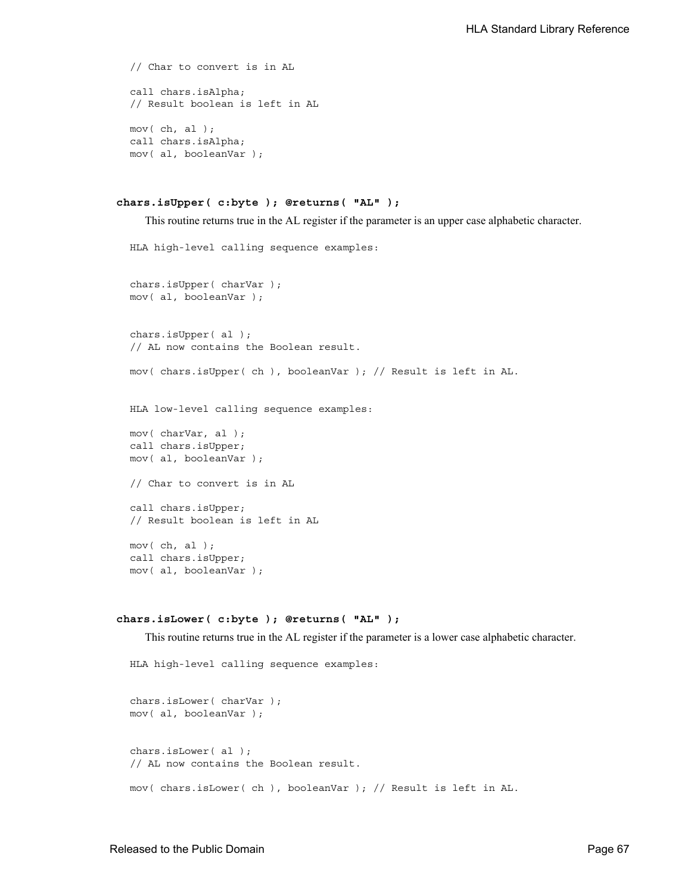```
// Char to convert is in AL

call chars.isAlpha;
// Result boolean is left in AL

mov( ch, al );
call chars.isAlpha;
mov( al, booleanVar );
```

### chars.isUpper( c:byte ); @returns( "AL" );

This routine returns true in the AL register if the parameter is an upper case alphabetic character.

```
HLA high-level calling sequence examples:


chars.isUpper( charVar );
mov( al, booleanVar );


chars.isUpper( al );
// AL now contains the Boolean result.

mov( chars.isUpper( ch ), booleanVar ); // Result is left in AL.


HLA low-level calling sequence examples:

mov( charVar, al );
call chars.isUpper;
mov( al, booleanVar );

// Char to convert is in AL

call chars.isUpper;
// Result boolean is left in AL

mov( ch, al );
call chars.isUpper;
mov( al, booleanVar );
```

### chars.isLower( c:byte ); @returns( "AL" );

This routine returns true in the AL register if the parameter is a lower case alphabetic character.

```
HLA high-level calling sequence examples:


chars.isLower( charVar );
mov( al, booleanVar );


chars.isLower( al );
// AL now contains the Boolean result.

mov( chars.isLower( ch ), booleanVar ); // Result is left in AL.
```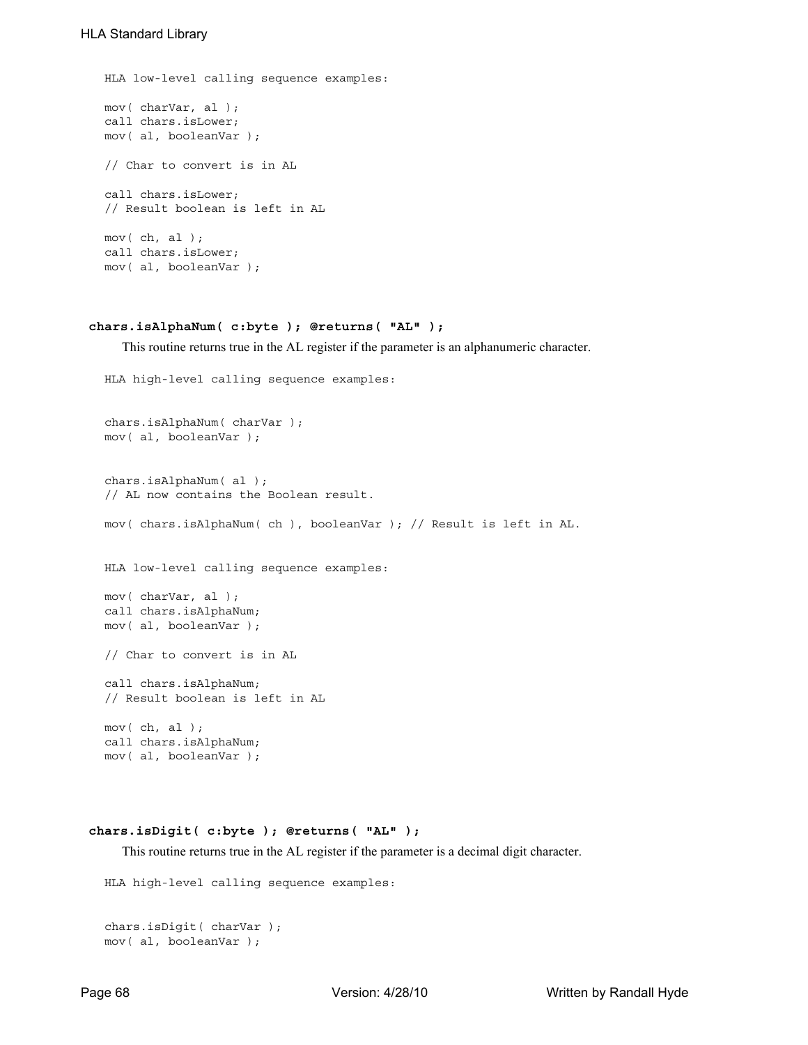```
HLA low-level calling sequence examples:

mov( charVar, al );
call chars.isLower;
mov( al, booleanVar );

// Char to convert is in AL

call chars.isLower;
// Result boolean is left in AL

mov( ch, al );
call chars.isLower;
mov( al, booleanVar );
```

**chars.isAlphaNum( c:byte ); @returns( "AL" );**

This routine returns true in the AL register if the parameter is an alphanumeric character.

```
HLA high-level calling sequence examples:


chars.isAlphaNum( charVar );
mov( al, booleanVar );


chars.isAlphaNum( al );
// AL now contains the Boolean result.

mov( chars.isAlphaNum( ch ), booleanVar ); // Result is left in AL.


HLA low-level calling sequence examples:

mov( charVar, al );
call chars.isAlphaNum;
mov( al, booleanVar );

// Char to convert is in AL

call chars.isAlphaNum;
// Result boolean is left in AL

mov( ch, al );
call chars.isAlphaNum;
mov( al, booleanVar );
```

**chars.isDigit( c:byte ); @returns( "AL" );**

This routine returns true in the AL register if the parameter is a decimal digit character.

```
HLA high-level calling sequence examples:


chars.isDigit( charVar );
mov( al, booleanVar );
```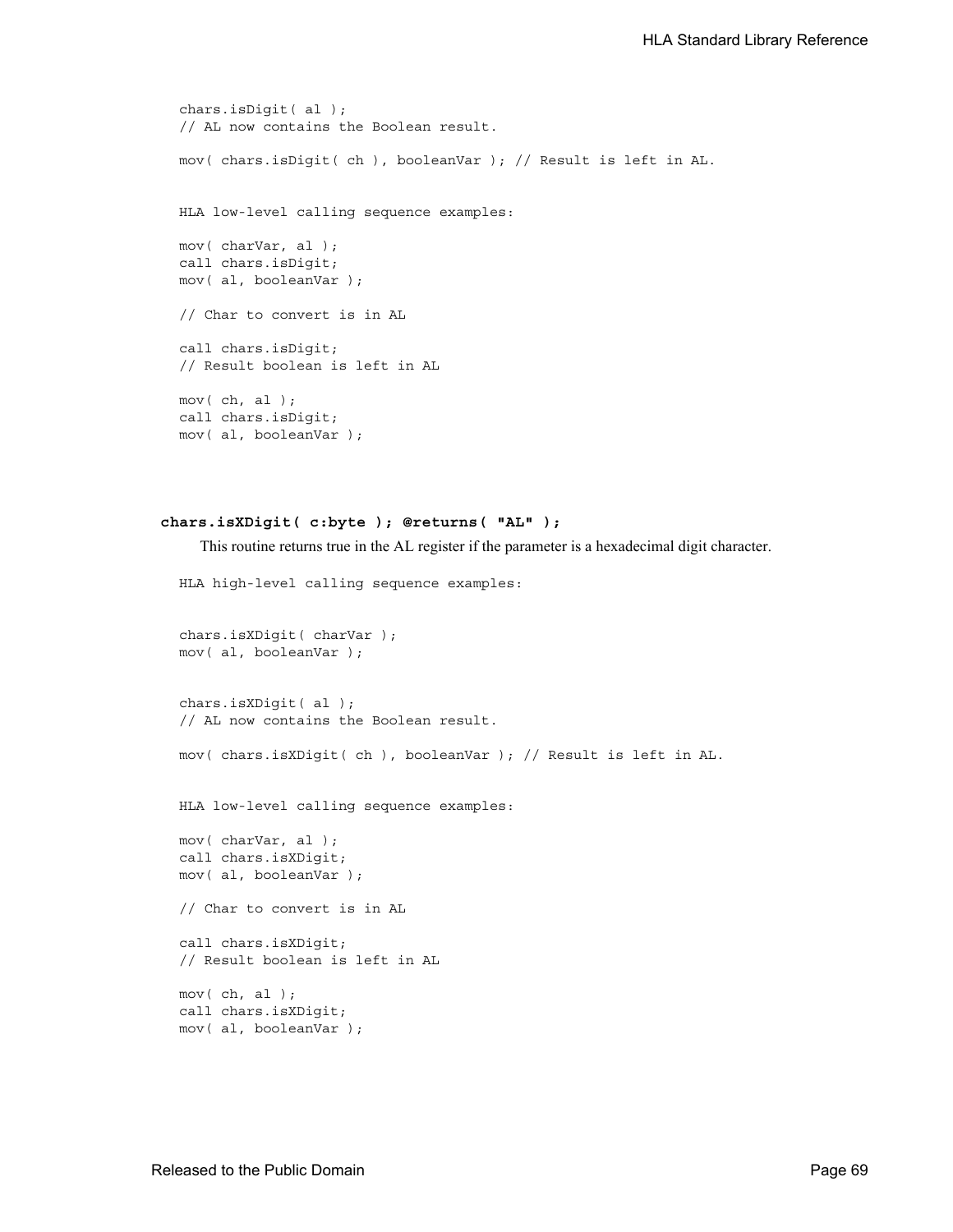```
chars.isDigit( al );
// AL now contains the Boolean result.

mov( chars.isDigit( ch ), booleanVar ); // Result is left in AL.


HLA low-level calling sequence examples:

mov( charVar, al );
call chars.isDigit;
mov( al, booleanVar );

// Char to convert is in AL

call chars.isDigit;
// Result boolean is left in AL

mov( ch, al );
call chars.isDigit;
mov( al, booleanVar );
```

**chars.isXDigit( c:byte ); @returns( "AL" );**

This routine returns true in the AL register if the parameter is a hexadecimal digit character.

```
HLA high-level calling sequence examples:


chars.isXDigit( charVar );
mov( al, booleanVar );


chars.isXDigit( al );
// AL now contains the Boolean result.

mov( chars.isXDigit( ch ), booleanVar ); // Result is left in AL.


HLA low-level calling sequence examples:

mov( charVar, al );
call chars.isXDigit;
mov( al, booleanVar );

// Char to convert is in AL

call chars.isXDigit;
// Result boolean is left in AL

mov( ch, al );
call chars.isXDigit;
mov( al, booleanVar );
```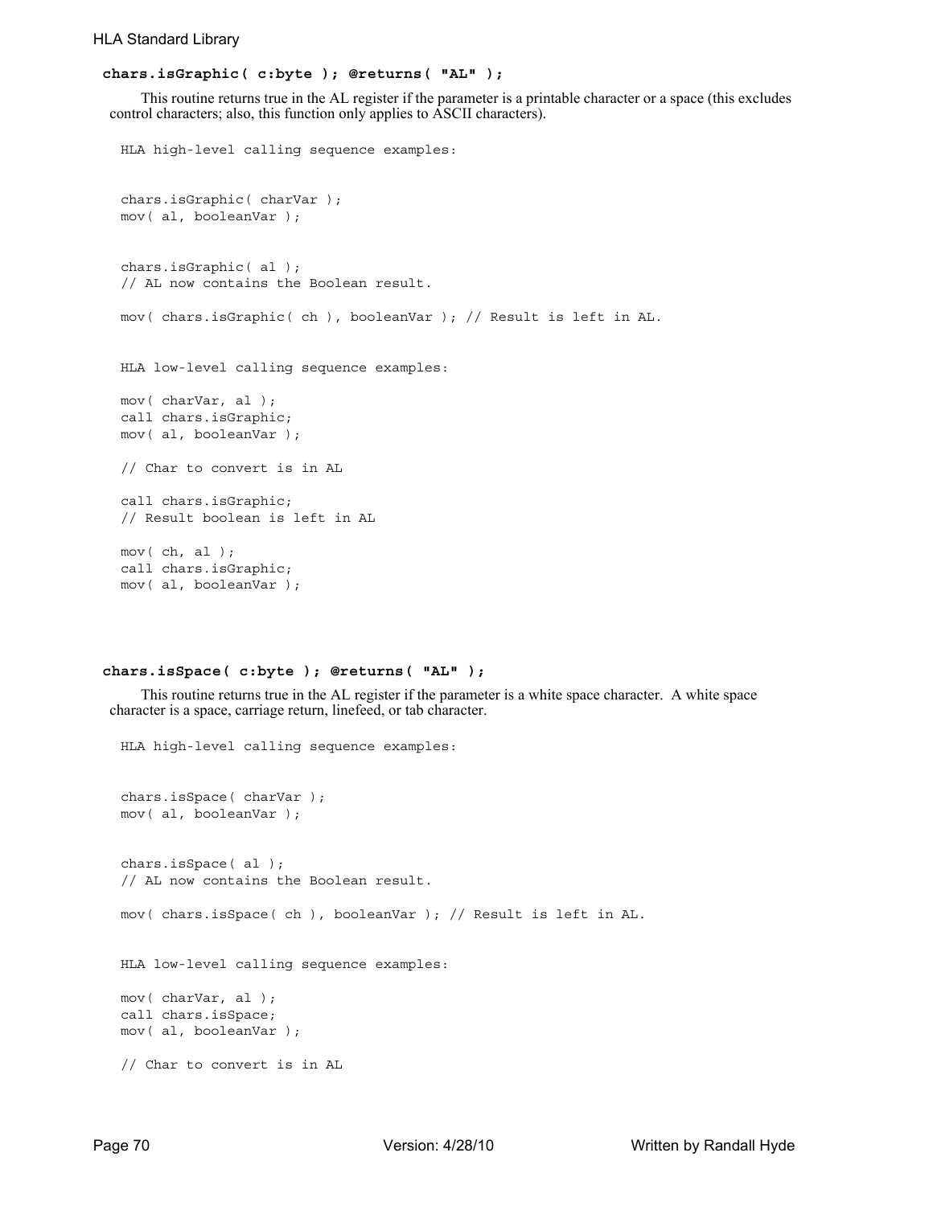### chars.isGraphic( c:byte ); @returns( "AL" );

This routine returns true in the AL register if the parameter is a printable character or a space (this excludes control characters; also, this function only applies to ASCII characters).

```
HLA high-level calling sequence examples:


chars.isGraphic( charVar );
mov( al, booleanVar );


chars.isGraphic( al );
// AL now contains the Boolean result.

mov( chars.isGraphic( ch ), booleanVar ); // Result is left in AL.


HLA low-level calling sequence examples:

mov( charVar, al );
call chars.isGraphic;
mov( al, booleanVar );

// Char to convert is in AL

call chars.isGraphic;
// Result boolean is left in AL

mov( ch, al );
call chars.isGraphic;
mov( al, booleanVar );
```

### chars.isSpace( c:byte ); @returns( "AL" );

This routine returns true in the AL register if the parameter is a white space character. A white space character is a space, carriage return, linefeed, or tab character.

```
HLA high-level calling sequence examples:


chars.isSpace( charVar );
mov( al, booleanVar );


chars.isSpace( al );
// AL now contains the Boolean result.

mov( chars.isSpace( ch ), booleanVar ); // Result is left in AL.


HLA low-level calling sequence examples:

mov( charVar, al );
call chars.isSpace;
mov( al, booleanVar );

// Char to convert is in AL
```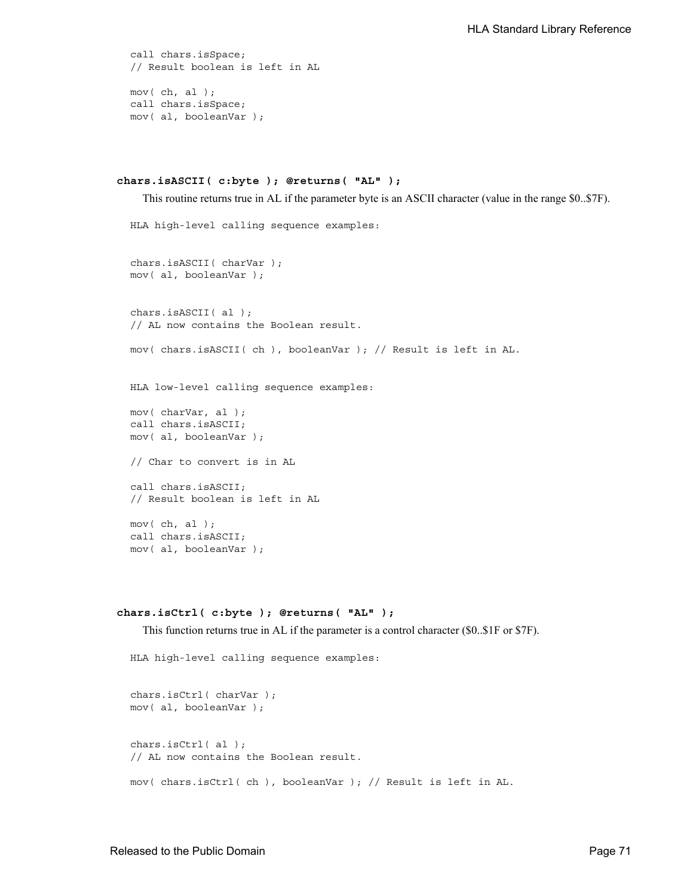```
call chars.isSpace;
// Result boolean is left in AL

mov( ch, al );
call chars.isSpace;
mov( al, booleanVar );
```

**chars.isASCII( c:byte ); @returns( "AL" );**

This routine returns true in AL if the parameter byte is an ASCII character (value in the range $0..$7F).

```
HLA high-level calling sequence examples:


chars.isASCII( charVar );
mov( al, booleanVar );


chars.isASCII( al );
// AL now contains the Boolean result.

mov( chars.isASCII( ch ), booleanVar ); // Result is left in AL.


HLA low-level calling sequence examples:

mov( charVar, al );
call chars.isASCII;
mov( al, booleanVar );

// Char to convert is in AL

call chars.isASCII;
// Result boolean is left in AL

mov( ch, al );
call chars.isASCII;
mov( al, booleanVar );
```

**chars.isCtrl( c:byte ); @returns( "AL" );**

This function returns true in AL if the parameter is a control character ($0..$1F or $7F).

```
HLA high-level calling sequence examples:


chars.isCtrl( charVar );
mov( al, booleanVar );


chars.isCtrl( al );
// AL now contains the Boolean result.

mov( chars.isCtrl( ch ), booleanVar ); // Result is left in AL.
```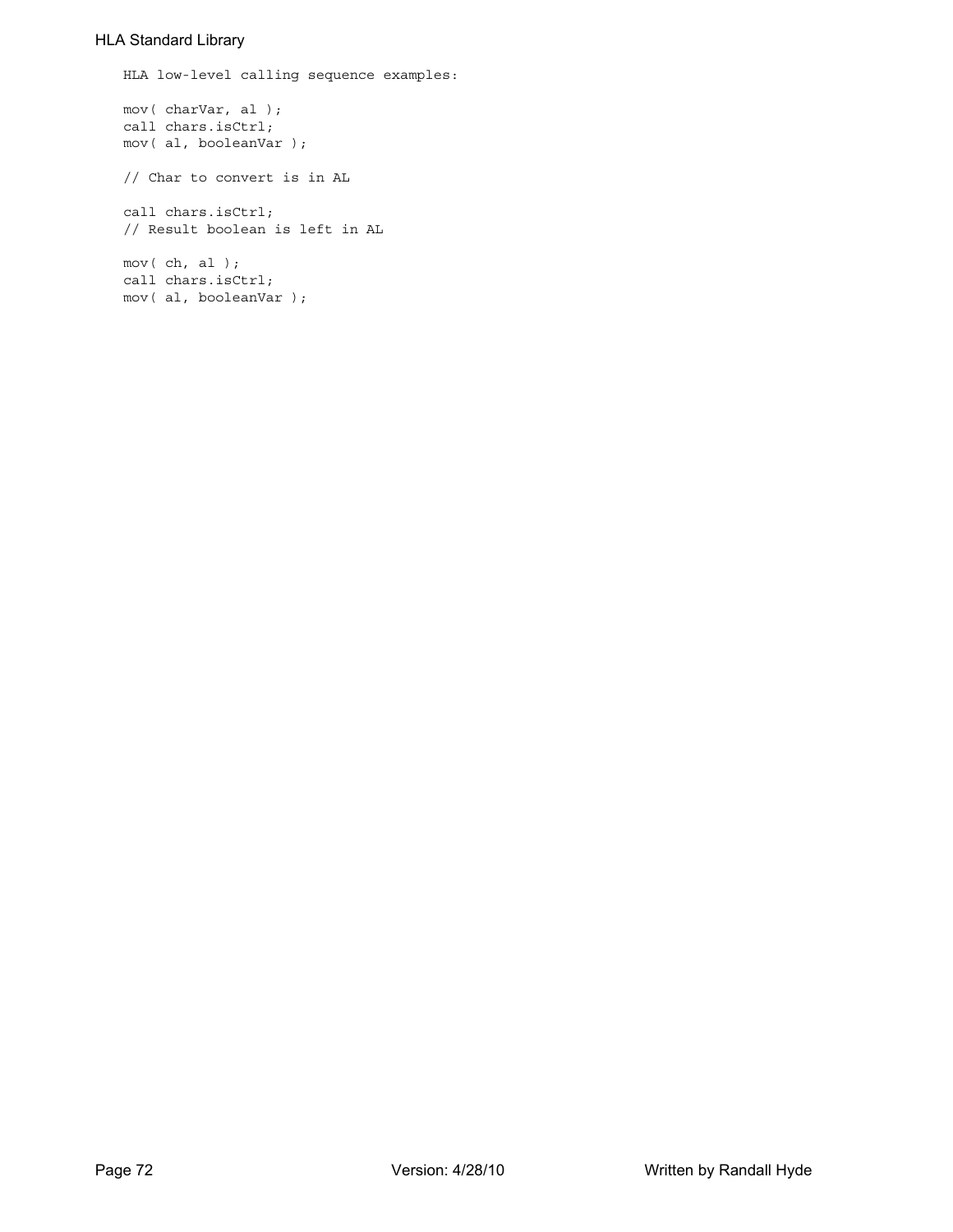```
HLA low-level calling sequence examples:

mov( charVar, al );
call chars.isCtrl;
mov( al, booleanVar );

// Char to convert is in AL

call chars.isCtrl;
// Result boolean is left in AL

mov( ch, al );
call chars.isCtrl;
mov( al, booleanVar );
```